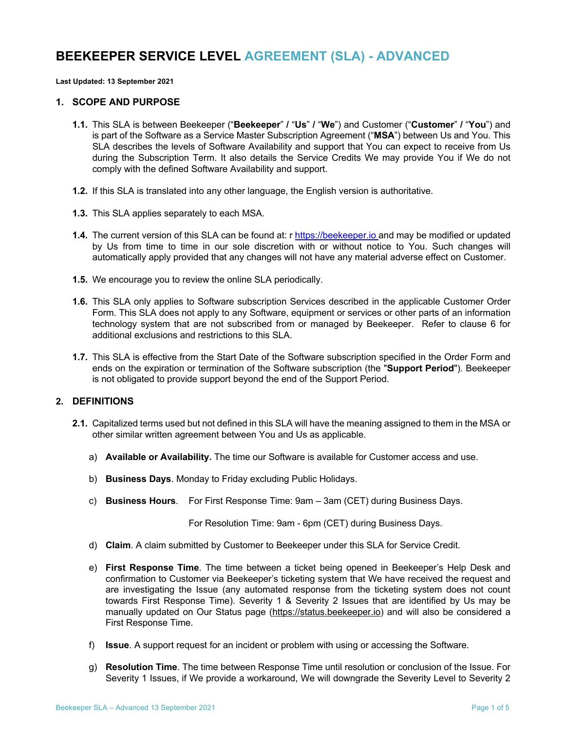# BEEKEEPER SERVICE LEVEL AGREEMENT (SLA) - ADVANCED

**Last Updated: 13 September 2021**

## 1. SCOPE AND PURPOSE

**1.1.** This SLA is between Beekeeper ("**Beekeeper**" / "**Us**" / "**We**") and Customer ("**Customer**" / "**You**") and is part of the Software as a Service Master Subscription Agreement ("**MSA**") between Us and You. This SLA describes the levels of Software Availability and support that You can expect to receive from Us during the Subscription Term. It also details the Service Credits We may provide You if We do not comply with the defined Software Availability and support.

**1.2.** If this SLA is translated into any other language, the English version is authoritative.

**1.3.** This SLA applies separately to each MSA.

**1.4.** The current version of this SLA can be found at: r https://beekeeper.io and may be modified or updated by Us from time to time in our sole discretion with or without notice to You. Such changes will automatically apply provided that any changes will not have any material adverse effect on Customer.

**1.5.** We encourage you to review the online SLA periodically.

**1.6.** This SLA only applies to Software subscription Services described in the applicable Customer Order Form. This SLA does not apply to any Software, equipment or services or other parts of an information technology system that are not subscribed from or managed by Beekeeper. Refer to clause 6 for additional exclusions and restrictions to this SLA.

**1.7.** This SLA is effective from the Start Date of the Software subscription specified in the Order Form and ends on the expiration or termination of the Software subscription (the "**Support Period**"). Beekeeper is not obligated to provide support beyond the end of the Support Period.

## 2. DEFINITIONS

**2.1.** Capitalized terms used but not defined in this SLA will have the meaning assigned to them in the MSA or other similar written agreement between You and Us as applicable.

a) **Available or Availability.** The time our Software is available for Customer access and use.

b) **Business Days**. Monday to Friday excluding Public Holidays.

c) **Business Hours**. For First Response Time: 9am – 3am (CET) during Business Days.

For Resolution Time: 9am - 6pm (CET) during Business Days.

d) **Claim**. A claim submitted by Customer to Beekeeper under this SLA for Service Credit.

e) **First Response Time**. The time between a ticket being opened in Beekeeper's Help Desk and confirmation to Customer via Beekeeper's ticketing system that We have received the request and are investigating the Issue (any automated response from the ticketing system does not count towards First Response Time). Severity 1 & Severity 2 Issues that are identified by Us may be manually updated on Our Status page (https://status.beekeeper.io) and will also be considered a First Response Time.

f) **Issue**. A support request for an incident or problem with using or accessing the Software.

g) **Resolution Time**. The time between Response Time until resolution or conclusion of the Issue. For Severity 1 Issues, if We provide a workaround, We will downgrade the Severity Level to Severity 2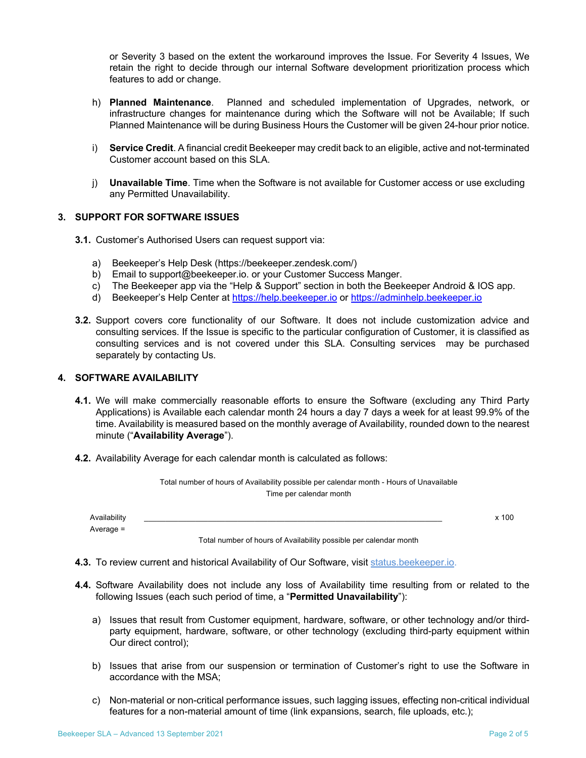or Severity 3 based on the extent the workaround improves the Issue. For Severity 4 Issues, We retain the right to decide through our internal Software development prioritization process which features to add or change.

h) **Planned Maintenance**. Planned and scheduled implementation of Upgrades, network, or infrastructure changes for maintenance during which the Software will not be Available; If such Planned Maintenance will be during Business Hours the Customer will be given 24-hour prior notice.

i) **Service Credit**. A financial credit Beekeeper may credit back to an eligible, active and not-terminated Customer account based on this SLA.

j) **Unavailable Time**. Time when the Software is not available for Customer access or use excluding any Permitted Unavailability.

## 3. SUPPORT FOR SOFTWARE ISSUES

**3.1.** Customer's Authorised Users can request support via:

a) Beekeeper's Help Desk (https://beekeeper.zendesk.com/)
b) Email to support@beekeeper.io. or your Customer Success Manger.
c) The Beekeeper app via the "Help & Support" section in both the Beekeeper Android & IOS app.
d) Beekeeper's Help Center at https://help.beekeeper.io or https://adminhelp.beekeeper.io

**3.2.** Support covers core functionality of our Software. It does not include customization advice and consulting services. If the Issue is specific to the particular configuration of Customer, it is classified as consulting services and is not covered under this SLA. Consulting services may be purchased separately by contacting Us.

## 4. SOFTWARE AVAILABILITY

**4.1.** We will make commercially reasonable efforts to ensure the Software (excluding any Third Party Applications) is Available each calendar month 24 hours a day 7 days a week for at least 99.9% of the time. Availability is measured based on the monthly average of Availability, rounded down to the nearest minute ("**Availability Average**").

**4.2.** Availability Average for each calendar month is calculated as follows:

$$\text{Availability Average} = \frac{\text{Total number of hours of Availability possible per calendar month} - \text{Hours of Unavailable Time per calendar month}}{\text{Total number of hours of Availability possible per calendar month}} \times 100$$

**4.3.** To review current and historical Availability of Our Software, visit status.beekeeper.io.

**4.4.** Software Availability does not include any loss of Availability time resulting from or related to the following Issues (each such period of time, a "**Permitted Unavailability**"):

a) Issues that result from Customer equipment, hardware, software, or other technology and/or third-party equipment, hardware, software, or other technology (excluding third-party equipment within Our direct control);

b) Issues that arise from our suspension or termination of Customer's right to use the Software in accordance with the MSA;

c) Non-material or non-critical performance issues, such lagging issues, effecting non-critical individual features for a non-material amount of time (link expansions, search, file uploads, etc.);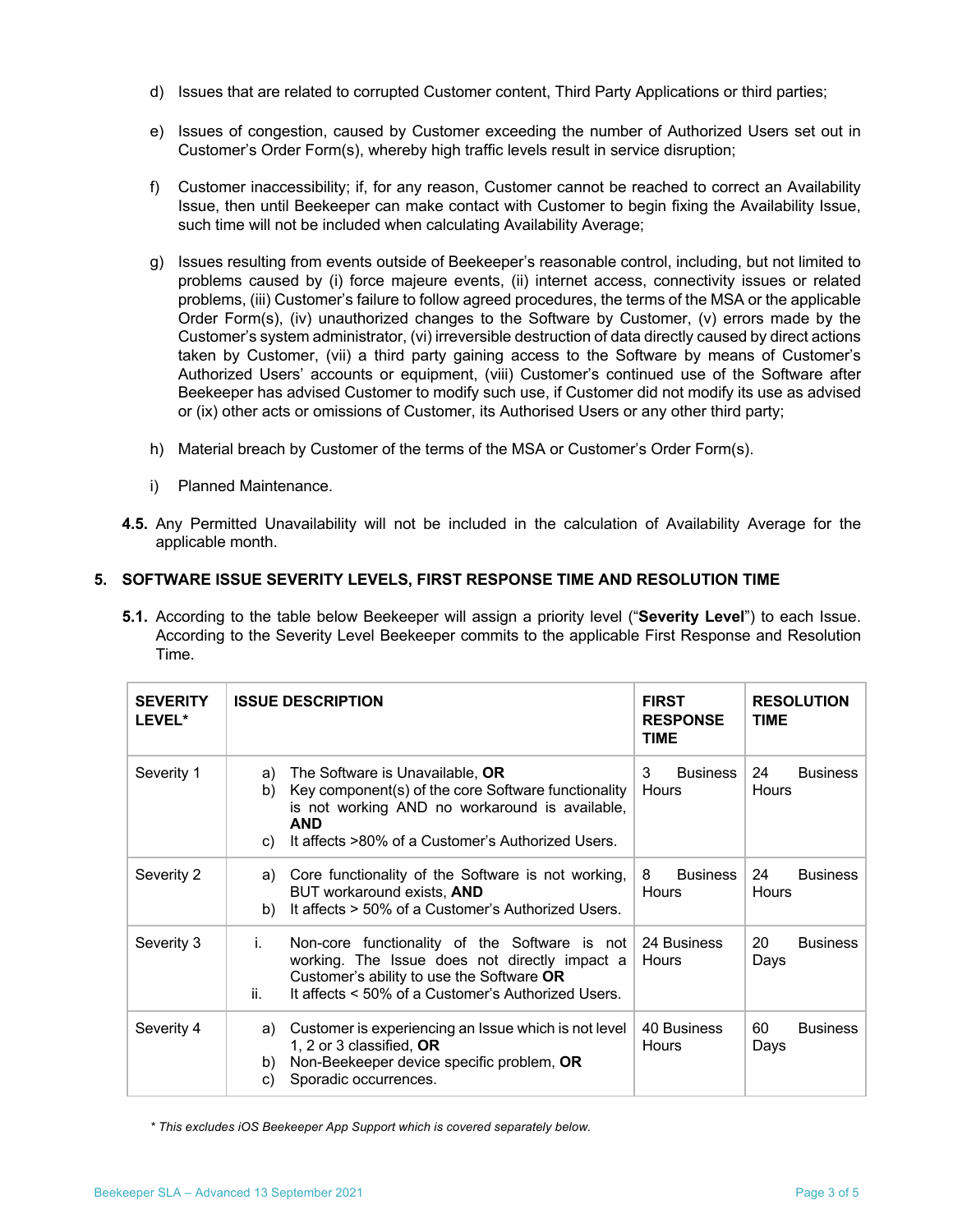d) Issues that are related to corrupted Customer content, Third Party Applications or third parties;

e) Issues of congestion, caused by Customer exceeding the number of Authorized Users set out in Customer's Order Form(s), whereby high traffic levels result in service disruption;

f) Customer inaccessibility; if, for any reason, Customer cannot be reached to correct an Availability Issue, then until Beekeeper can make contact with Customer to begin fixing the Availability Issue, such time will not be included when calculating Availability Average;

g) Issues resulting from events outside of Beekeeper's reasonable control, including, but not limited to problems caused by (i) force majeure events, (ii) internet access, connectivity issues or related problems, (iii) Customer's failure to follow agreed procedures, the terms of the MSA or the applicable Order Form(s), (iv) unauthorized changes to the Software by Customer, (v) errors made by the Customer's system administrator, (vi) irreversible destruction of data directly caused by direct actions taken by Customer, (vii) a third party gaining access to the Software by means of Customer's Authorized Users' accounts or equipment, (viii) Customer's continued use of the Software after Beekeeper has advised Customer to modify such use, if Customer did not modify its use as advised or (ix) other acts or omissions of Customer, its Authorised Users or any other third party;

h) Material breach by Customer of the terms of the MSA or Customer's Order Form(s).

i) Planned Maintenance.

**4.5.** Any Permitted Unavailability will not be included in the calculation of Availability Average for the applicable month.

## 5. SOFTWARE ISSUE SEVERITY LEVELS, FIRST RESPONSE TIME AND RESOLUTION TIME

**5.1.** According to the table below Beekeeper will assign a priority level ("**Severity Level**") to each Issue. According to the Severity Level Beekeeper commits to the applicable First Response and Resolution Time.

| SEVERITY LEVEL* | ISSUE DESCRIPTION | FIRST RESPONSE TIME | RESOLUTION TIME |
|---|---|---|---|
| Severity 1 | a) The Software is Unavailable, **OR**<br>b) Key component(s) of the core Software functionality is not working AND no workaround is available, **AND**<br>c) It affects >80% of a Customer's Authorized Users. | 3 Business Hours | 24 Business Hours |
| Severity 2 | a) Core functionality of the Software is not working, BUT workaround exists, **AND**<br>b) It affects > 50% of a Customer's Authorized Users. | 8 Business Hours | 24 Business Hours |
| Severity 3 | i. Non-core functionality of the Software is not working. The Issue does not directly impact a Customer's ability to use the Software **OR**<br>ii. It affects < 50% of a Customer's Authorized Users. | 24 Business Hours | 20 Business Days |
| Severity 4 | a) Customer is experiencing an Issue which is not level 1, 2 or 3 classified, **OR**<br>b) Non-Beekeeper device specific problem, **OR**<br>c) Sporadic occurrences. | 40 Business Hours | 60 Business Days |

*\* This excludes iOS Beekeeper App Support which is covered separately below.*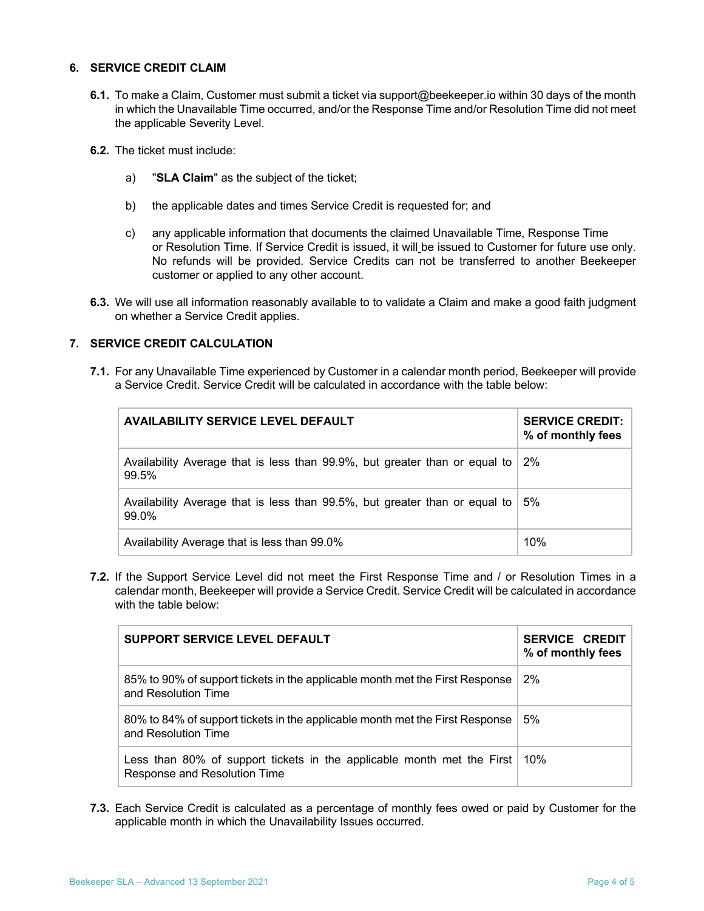## 6. SERVICE CREDIT CLAIM

**6.1.** To make a Claim, Customer must submit a ticket via support@beekeeper.io within 30 days of the month in which the Unavailable Time occurred, and/or the Response Time and/or Resolution Time did not meet the applicable Severity Level.

**6.2.** The ticket must include:

a) "**SLA Claim**" as the subject of the ticket;

b) the applicable dates and times Service Credit is requested for; and

c) any applicable information that documents the claimed Unavailable Time, Response Time or Resolution Time. If Service Credit is issued, it will be issued to Customer for future use only. No refunds will be provided. Service Credits can not be transferred to another Beekeeper customer or applied to any other account.

**6.3.** We will use all information reasonably available to to validate a Claim and make a good faith judgment on whether a Service Credit applies.

## 7. SERVICE CREDIT CALCULATION

**7.1.** For any Unavailable Time experienced by Customer in a calendar month period, Beekeeper will provide a Service Credit. Service Credit will be calculated in accordance with the table below:

| AVAILABILITY SERVICE LEVEL DEFAULT | SERVICE CREDIT: % of monthly fees |
|---|---|
| Availability Average that is less than 99.9%, but greater than or equal to 99.5% | 2% |
| Availability Average that is less than 99.5%, but greater than or equal to 99.0% | 5% |
| Availability Average that is less than 99.0% | 10% |

**7.2.** If the Support Service Level did not meet the First Response Time and / or Resolution Times in a calendar month, Beekeeper will provide a Service Credit. Service Credit will be calculated in accordance with the table below:

| SUPPORT SERVICE LEVEL DEFAULT | SERVICE CREDIT % of monthly fees |
|---|---|
| 85% to 90% of support tickets in the applicable month met the First Response and Resolution Time | 2% |
| 80% to 84% of support tickets in the applicable month met the First Response and Resolution Time | 5% |
| Less than 80% of support tickets in the applicable month met the First Response and Resolution Time | 10% |

**7.3.** Each Service Credit is calculated as a percentage of monthly fees owed or paid by Customer for the applicable month in which the Unavailability Issues occurred.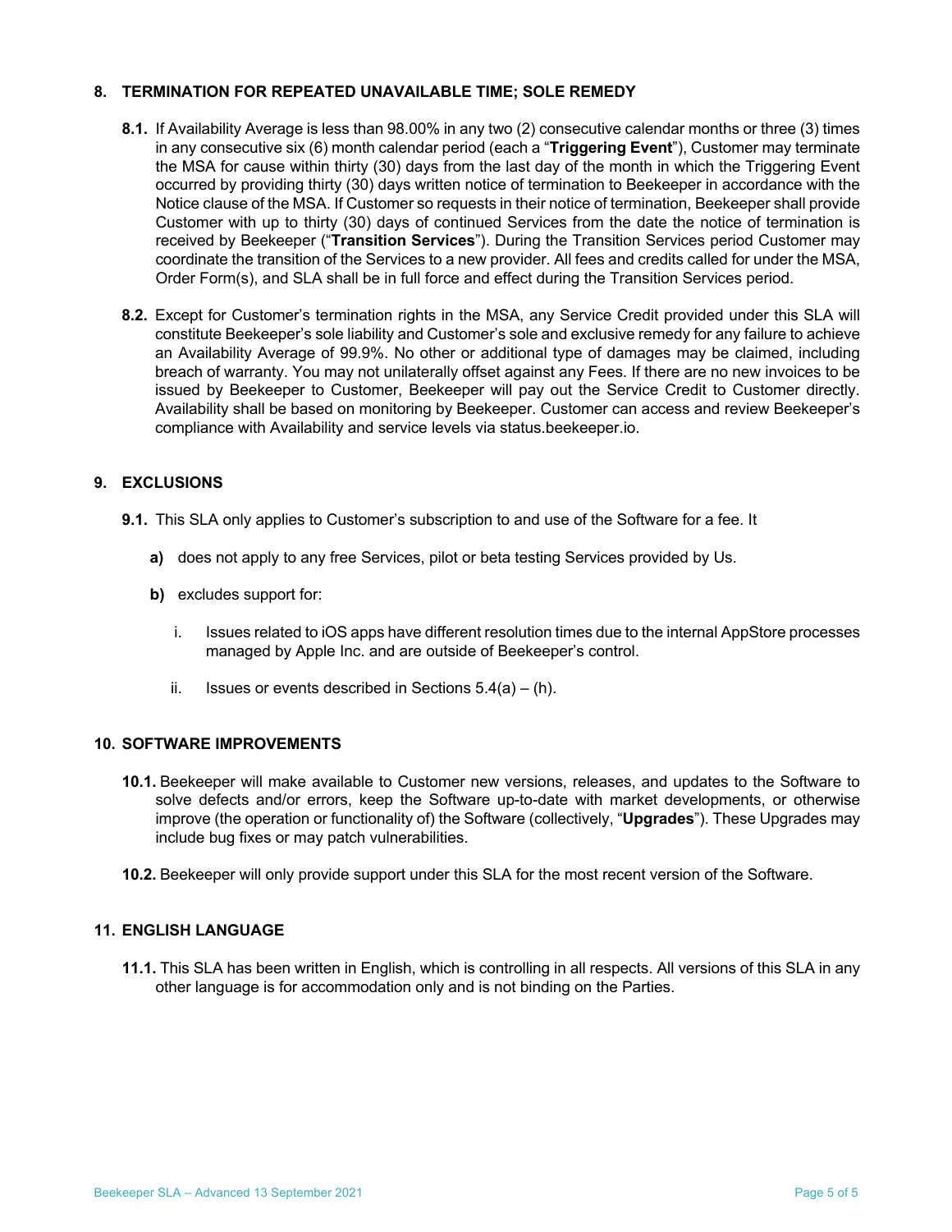## 8. TERMINATION FOR REPEATED UNAVAILABLE TIME; SOLE REMEDY

**8.1.** If Availability Average is less than 98.00% in any two (2) consecutive calendar months or three (3) times in any consecutive six (6) month calendar period (each a "**Triggering Event**"), Customer may terminate the MSA for cause within thirty (30) days from the last day of the month in which the Triggering Event occurred by providing thirty (30) days written notice of termination to Beekeeper in accordance with the Notice clause of the MSA. If Customer so requests in their notice of termination, Beekeeper shall provide Customer with up to thirty (30) days of continued Services from the date the notice of termination is received by Beekeeper ("**Transition Services**"). During the Transition Services period Customer may coordinate the transition of the Services to a new provider. All fees and credits called for under the MSA, Order Form(s), and SLA shall be in full force and effect during the Transition Services period.

**8.2.** Except for Customer's termination rights in the MSA, any Service Credit provided under this SLA will constitute Beekeeper's sole liability and Customer's sole and exclusive remedy for any failure to achieve an Availability Average of 99.9%. No other or additional type of damages may be claimed, including breach of warranty. You may not unilaterally offset against any Fees. If there are no new invoices to be issued by Beekeeper to Customer, Beekeeper will pay out the Service Credit to Customer directly. Availability shall be based on monitoring by Beekeeper. Customer can access and review Beekeeper's compliance with Availability and service levels via status.beekeeper.io.

## 9. EXCLUSIONS

**9.1.** This SLA only applies to Customer's subscription to and use of the Software for a fee. It

**a)** does not apply to any free Services, pilot or beta testing Services provided by Us.

**b)** excludes support for:

i. Issues related to iOS apps have different resolution times due to the internal AppStore processes managed by Apple Inc. and are outside of Beekeeper's control.

ii. Issues or events described in Sections 5.4(a) – (h).

## 10. SOFTWARE IMPROVEMENTS

**10.1.** Beekeeper will make available to Customer new versions, releases, and updates to the Software to solve defects and/or errors, keep the Software up-to-date with market developments, or otherwise improve (the operation or functionality of) the Software (collectively, "**Upgrades**"). These Upgrades may include bug fixes or may patch vulnerabilities.

**10.2.** Beekeeper will only provide support under this SLA for the most recent version of the Software.

## 11. ENGLISH LANGUAGE

**11.1.** This SLA has been written in English, which is controlling in all respects. All versions of this SLA in any other language is for accommodation only and is not binding on the Parties.